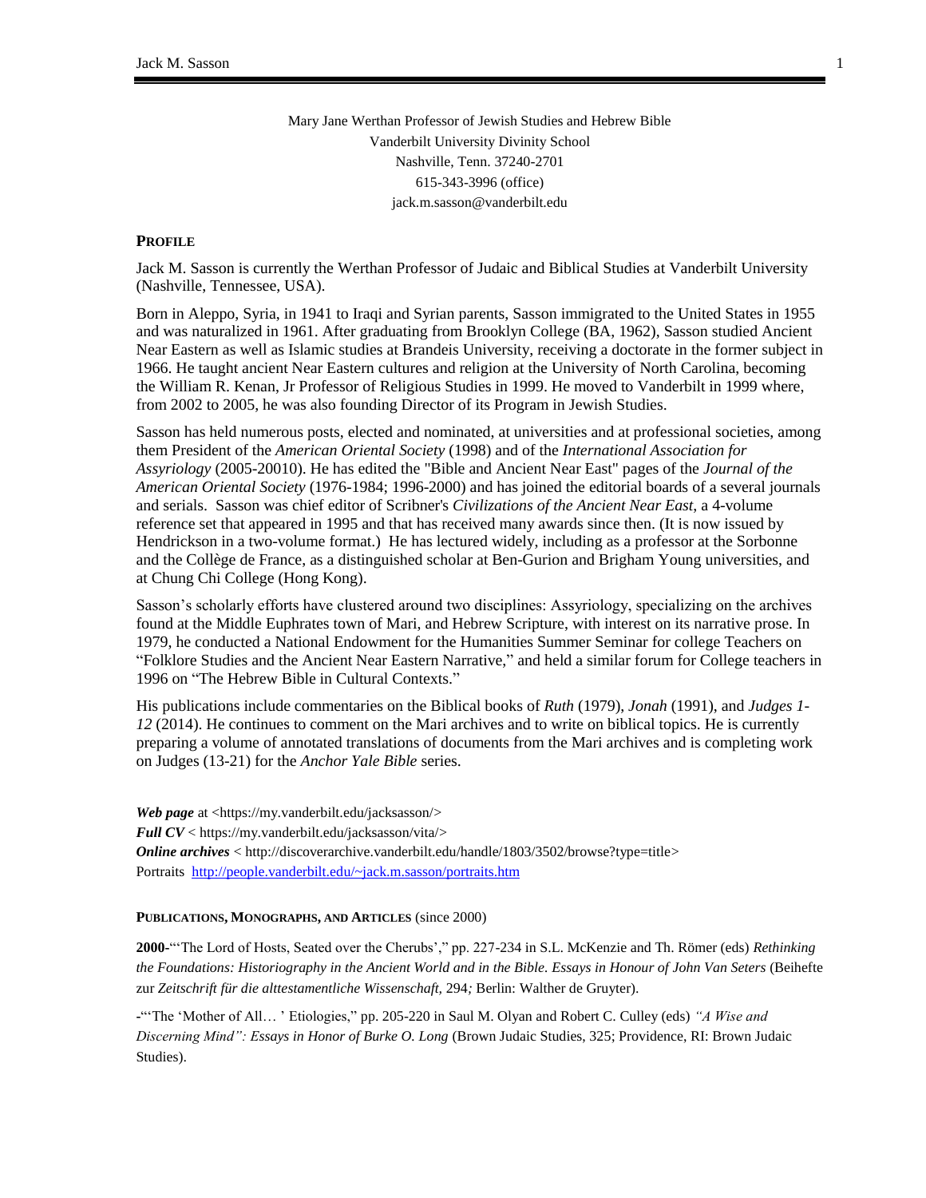Mary Jane Werthan Professor of Jewish Studies and Hebrew Bible
Vanderbilt University Divinity School
Nashville, Tenn. 37240-2701
615-343-3996 (office)
jack.m.sasson@vanderbilt.edu

**PROFILE**

Jack M. Sasson is currently the Werthan Professor of Judaic and Biblical Studies at Vanderbilt University (Nashville, Tennessee, USA).

Born in Aleppo, Syria, in 1941 to Iraqi and Syrian parents, Sasson immigrated to the United States in 1955 and was naturalized in 1961. After graduating from Brooklyn College (BA, 1962), Sasson studied Ancient Near Eastern as well as Islamic studies at Brandeis University, receiving a doctorate in the former subject in 1966. He taught ancient Near Eastern cultures and religion at the University of North Carolina, becoming the William R. Kenan, Jr Professor of Religious Studies in 1999. He moved to Vanderbilt in 1999 where, from 2002 to 2005, he was also founding Director of its Program in Jewish Studies.

Sasson has held numerous posts, elected and nominated, at universities and at professional societies, among them President of the *American Oriental Society* (1998) and of the *International Association for Assyriology* (2005-20010). He has edited the "Bible and Ancient Near East" pages of the *Journal of the American Oriental Society* (1976-1984; 1996-2000) and has joined the editorial boards of a several journals and serials. Sasson was chief editor of Scribner's *Civilizations of the Ancient Near East*, a 4-volume reference set that appeared in 1995 and that has received many awards since then. (It is now issued by Hendrickson in a two-volume format.) He has lectured widely, including as a professor at the Sorbonne and the Collège de France, as a distinguished scholar at Ben-Gurion and Brigham Young universities, and at Chung Chi College (Hong Kong).

Sasson's scholarly efforts have clustered around two disciplines: Assyriology, specializing on the archives found at the Middle Euphrates town of Mari, and Hebrew Scripture, with interest on its narrative prose. In 1979, he conducted a National Endowment for the Humanities Summer Seminar for college Teachers on "Folklore Studies and the Ancient Near Eastern Narrative," and held a similar forum for College teachers in 1996 on "The Hebrew Bible in Cultural Contexts."

His publications include commentaries on the Biblical books of *Ruth* (1979), *Jonah* (1991), and *Judges 1-12* (2014). He continues to comment on the Mari archives and to write on biblical topics. He is currently preparing a volume of annotated translations of documents from the Mari archives and is completing work on Judges (13-21) for the *Anchor Yale Bible* series.

***Web page*** at <https://my.vanderbilt.edu/jacksasson/>
***Full CV*** < https://my.vanderbilt.edu/jacksasson/vita/>
***Online archives*** < http://discoverarchive.vanderbilt.edu/handle/1803/3502/browse?type=title>
Portraits http://people.vanderbilt.edu/~jack.m.sasson/portraits.htm

**PUBLICATIONS, MONOGRAPHS, AND ARTICLES** (since 2000)

**2000**-"'The Lord of Hosts, Seated over the Cherubs'," pp. 227-234 in S.L. McKenzie and Th. Römer (eds) *Rethinking the Foundations: Historiography in the Ancient World and in the Bible. Essays in Honour of John Van Seters* (Beihefte zur *Zeitschrift für die alttestamentliche Wissenschaft,* 294*;* Berlin: Walther de Gruyter).

-"'The 'Mother of All… ' Etiologies," pp. 205-220 in Saul M. Olyan and Robert C. Culley (eds) *"A Wise and Discerning Mind": Essays in Honor of Burke O. Long* (Brown Judaic Studies, 325; Providence, RI: Brown Judaic Studies).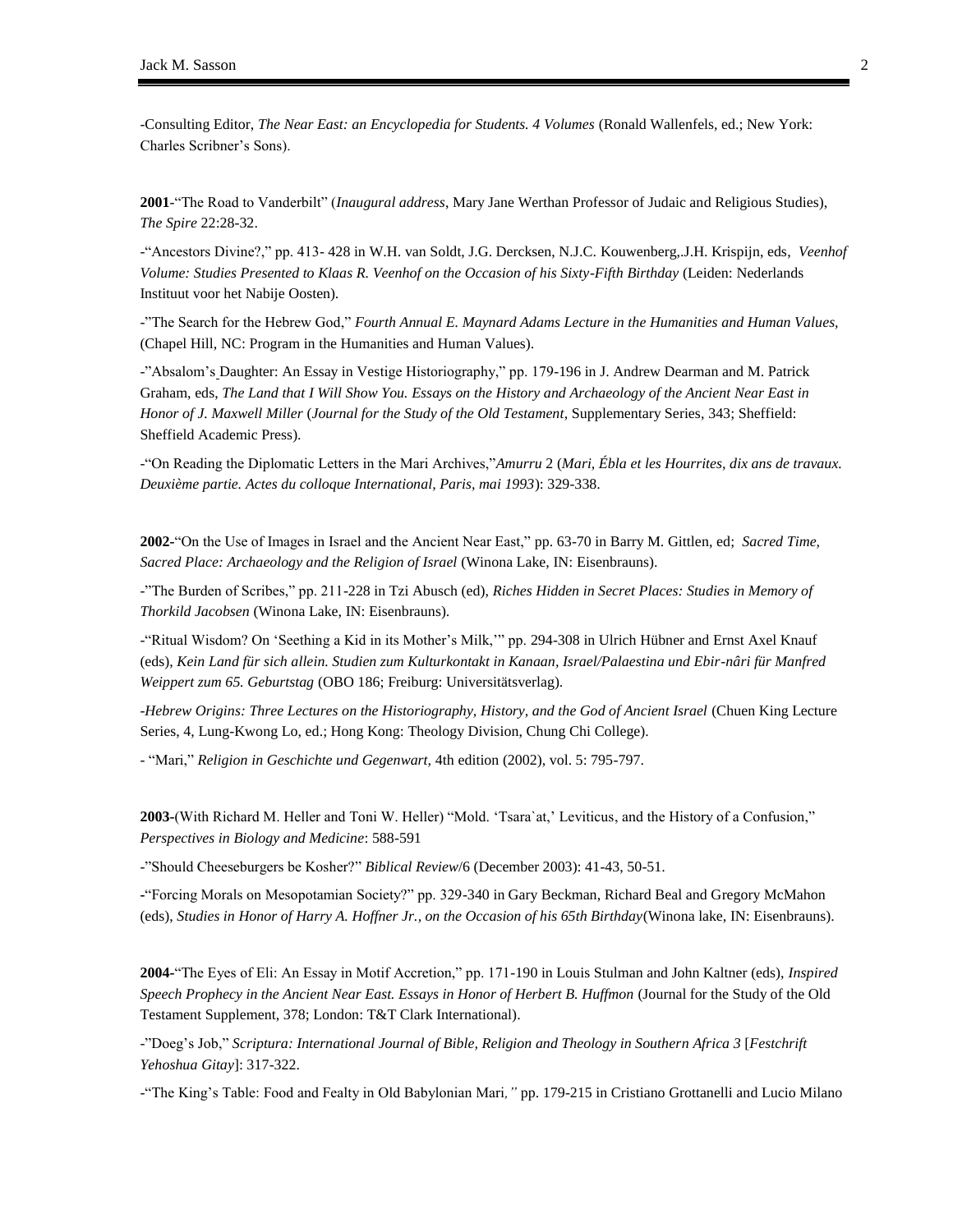-Consulting Editor, *The Near East: an Encyclopedia for Students. 4 Volumes* (Ronald Wallenfels, ed.; New York: Charles Scribner's Sons).

**2001**-"The Road to Vanderbilt" (*Inaugural address*, Mary Jane Werthan Professor of Judaic and Religious Studies), *The Spire* 22:28-32.

-"Ancestors Divine?," pp. 413- 428 in W.H. van Soldt, J.G. Dercksen, N.J.C. Kouwenberg,.J.H. Krispijn, eds, *Veenhof Volume: Studies Presented to Klaas R. Veenhof on the Occasion of his Sixty-Fifth Birthday* (Leiden: Nederlands Instituut voor het Nabije Oosten).

-"The Search for the Hebrew God," *Fourth Annual E. Maynard Adams Lecture in the Humanities and Human Values,* (Chapel Hill, NC: Program in the Humanities and Human Values).

-"Absalom's Daughter: An Essay in Vestige Historiography," pp. 179-196 in J. Andrew Dearman and M. Patrick Graham, eds, *The Land that I Will Show You. Essays on the History and Archaeology of the Ancient Near East in Honor of J. Maxwell Miller* (*Journal for the Study of the Old Testament*, Supplementary Series, 343; Sheffield: Sheffield Academic Press).

-"On Reading the Diplomatic Letters in the Mari Archives,"*Amurru* 2 (*Mari, Ébla et les Hourrites, dix ans de travaux. Deuxième partie. Actes du colloque International, Paris, mai 1993*): 329-338.

**2002**-"On the Use of Images in Israel and the Ancient Near East," pp. 63-70 in Barry M. Gittlen, ed; *Sacred Time, Sacred Place: Archaeology and the Religion of Israel* (Winona Lake, IN: Eisenbrauns).

-"The Burden of Scribes," pp. 211-228 in Tzi Abusch (ed), *Riches Hidden in Secret Places: Studies in Memory of Thorkild Jacobsen* (Winona Lake, IN: Eisenbrauns).

-"Ritual Wisdom? On 'Seething a Kid in its Mother's Milk,'" pp. 294-308 in Ulrich Hübner and Ernst Axel Knauf (eds), *Kein Land für sich allein. Studien zum Kulturkontakt in Kanaan, Israel/Palaestina und Ebir-nâri für Manfred Weippert zum 65. Geburtstag* (OBO 186; Freiburg: Universitätsverlag).

-*Hebrew Origins: Three Lectures on the Historiography, History, and the God of Ancient Israel* (Chuen King Lecture Series, 4, Lung-Kwong Lo, ed.; Hong Kong: Theology Division, Chung Chi College).

- "Mari," *Religion in Geschichte und Gegenwart,* 4th edition (2002), vol. 5: 795-797.

**2003**-(With Richard M. Heller and Toni W. Heller) "Mold. 'Tsara`at,' Leviticus, and the History of a Confusion," *Perspectives in Biology and Medicine*: 588-591

-"Should Cheeseburgers be Kosher?" *Biblical Review*/6 (December 2003): 41-43, 50-51.

-"Forcing Morals on Mesopotamian Society?" pp. 329-340 in Gary Beckman, Richard Beal and Gregory McMahon (eds), *Studies in Honor of Harry A. Hoffner Jr., on the Occasion of his 65th Birthday*(Winona lake, IN: Eisenbrauns).

**2004**-"The Eyes of Eli: An Essay in Motif Accretion," pp. 171-190 in Louis Stulman and John Kaltner (eds), *Inspired Speech Prophecy in the Ancient Near East. Essays in Honor of Herbert B. Huffmon* (Journal for the Study of the Old Testament Supplement, 378; London: T&T Clark International).

-"Doeg's Job," *Scriptura: International Journal of Bible, Religion and Theology in Southern Africa 3* [*Festchrift Yehoshua Gitay*]: 317-322.

-"The King's Table: Food and Fealty in Old Babylonian Mari*,"* pp. 179-215 in Cristiano Grottanelli and Lucio Milano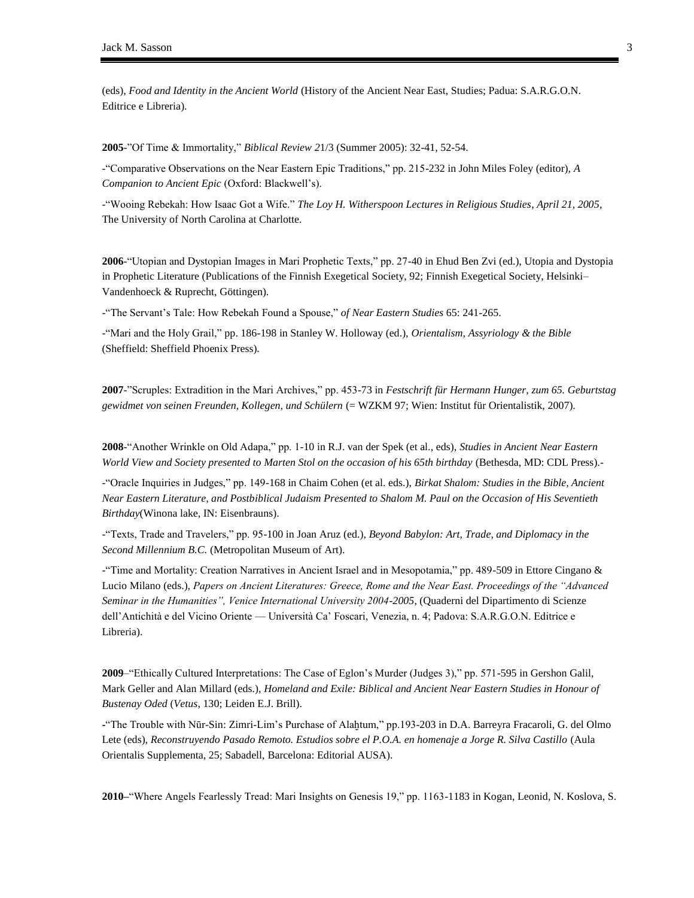(eds), *Food and Identity in the Ancient World* (History of the Ancient Near East, Studies; Padua: S.A.R.G.O.N. Editrice e Libreria).

**2005**-"Of Time & Immortality," *Biblical Review 2*1/3 (Summer 2005): 32-41, 52-54.

-"Comparative Observations on the Near Eastern Epic Traditions," pp. 215-232 in John Miles Foley (editor), *A Companion to Ancient Epic* (Oxford: Blackwell's).

-"Wooing Rebekah: How Isaac Got a Wife." *The Loy H. Witherspoon Lectures in Religious Studies*, *April 21, 2005*, The University of North Carolina at Charlotte.

**2006**-"Utopian and Dystopian Images in Mari Prophetic Texts," pp. 27-40 in Ehud Ben Zvi (ed.), Utopia and Dystopia in Prophetic Literature (Publications of the Finnish Exegetical Society, 92; Finnish Exegetical Society, Helsinki– Vandenhoeck & Ruprecht, Göttingen).

-"The Servant's Tale: How Rebekah Found a Spouse," *of Near Eastern Studies* 65: 241-265.

-"Mari and the Holy Grail," pp. 186-198 in Stanley W. Holloway (ed.), *Orientalism, Assyriology & the Bible* (Sheffield: Sheffield Phoenix Press).

**2007**-"Scruples: Extradition in the Mari Archives," pp. 453-73 in *Festschrift für Hermann Hunger, zum 65. Geburtstag gewidmet von seinen Freunden, Kollegen, und Schülern* (= WZKM 97; Wien: Institut für Orientalistik, 2007).

**2008**-"Another Wrinkle on Old Adapa," pp. 1-10 in R.J. van der Spek (et al., eds), *Studies in Ancient Near Eastern World View and Society presented to Marten Stol on the occasion of his 65th birthday* (Bethesda, MD: CDL Press).-

-"Oracle Inquiries in Judges," pp. 149-168 in Chaim Cohen (et al. eds.), *Birkat Shalom: Studies in the Bible, Ancient Near Eastern Literature, and Postbiblical Judaism Presented to Shalom M. Paul on the Occasion of His Seventieth Birthday*(Winona lake, IN: Eisenbrauns).

-"Texts, Trade and Travelers," pp. 95-100 in Joan Aruz (ed.), *Beyond Babylon: Art, Trade, and Diplomacy in the Second Millennium B.C.* (Metropolitan Museum of Art).

-"Time and Mortality: Creation Narratives in Ancient Israel and in Mesopotamia," pp. 489-509 in Ettore Cingano & Lucio Milano (eds.), *Papers on Ancient Literatures: Greece, Rome and the Near East. Proceedings of the "Advanced Seminar in the Humanities", Venice International University 2004-2005*, (Quaderni del Dipartimento di Scienze dell'Antichità e del Vicino Oriente — Università Ca' Foscari, Venezia, n. 4; Padova: S.A.R.G.O.N. Editrice e Libreria).

**2009**–"Ethically Cultured Interpretations: The Case of Eglon's Murder (Judges 3)," pp. 571-595 in Gershon Galil, Mark Geller and Alan Millard (eds.), *Homeland and Exile: Biblical and Ancient Near Eastern Studies in Honour of Bustenay Oded* (*Vetus*, 130; Leiden E.J. Brill).

-"The Trouble with Nūr-Sin: Zimri-Lim's Purchase of Alaḫtum," pp.193-203 in D.A. Barreyra Fracaroli, G. del Olmo Lete (eds), *Reconstruyendo Pasado Remoto. Estudios sobre el P.O.A. en homenaje a Jorge R. Silva Castillo* (Aula Orientalis Supplementa, 25; Sabadell, Barcelona: Editorial AUSA).

**2010–**"Where Angels Fearlessly Tread: Mari Insights on Genesis 19," pp. 1163-1183 in Kogan, Leonid, N. Koslova, S.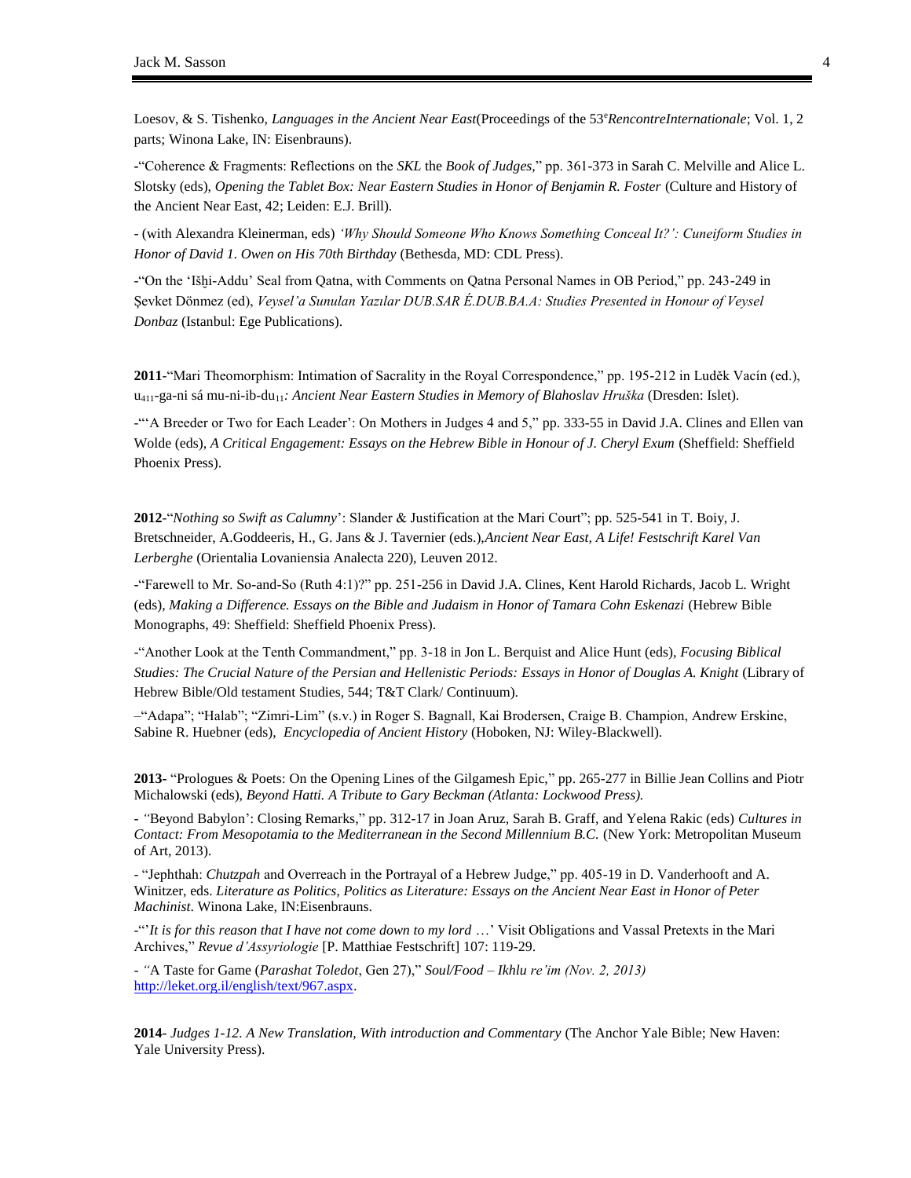Loesov, & S. Tishenko, *Languages in the Ancient Near East*(Proceedings of the 53[e]*RencontreInternationale*; Vol. 1, 2 parts; Winona Lake, IN: Eisenbrauns).

-"Coherence & Fragments: Reflections on the *SKL* the *Book of Judges,*" pp. 361-373 in Sarah C. Melville and Alice L. Slotsky (eds), *Opening the Tablet Box: Near Eastern Studies in Honor of Benjamin R. Foster* (Culture and History of the Ancient Near East, 42; Leiden: E.J. Brill).

- (with Alexandra Kleinerman, eds) *'Why Should Someone Who Knows Something Conceal It?': Cuneiform Studies in Honor of David 1. Owen on His 70th Birthday* (Bethesda, MD: CDL Press).

-"On the 'Išḫi-Addu' Seal from Qatna, with Comments on Qatna Personal Names in OB Period," pp. 243-249 in Şevket Dönmez (ed), *Veysel'a Sunulan Yazılar DUB.SAR É.DUB.BA.A: Studies Presented in Honour of Veysel Donbaz* (Istanbul: Ege Publications).

**2011**-"Mari Theomorphism: Intimation of Sacrality in the Royal Correspondence," pp. 195-212 in Luděk Vacín (ed.), $u_{411}$-ga-ni sá mu-ni-ib-$du_{11}$*: Ancient Near Eastern Studies in Memory of Blahoslav Hruška* (Dresden: Islet).

-"'A Breeder or Two for Each Leader': On Mothers in Judges 4 and 5," pp. 333-55 in David J.A. Clines and Ellen van Wolde (eds), *A Critical Engagement: Essays on the Hebrew Bible in Honour of J. Cheryl Exum* (Sheffield: Sheffield Phoenix Press).

**2012**-"*Nothing so Swift as Calumny*': Slander & Justification at the Mari Court"; pp. 525-541 in T. Boiy, J. Bretschneider, A.Goddeeris, H., G. Jans & J. Tavernier (eds.),*Ancient Near East, A Life! Festschrift Karel Van Lerberghe* (Orientalia Lovaniensia Analecta 220), Leuven 2012.

-"Farewell to Mr. So-and-So (Ruth 4:1)?" pp. 251-256 in David J.A. Clines, Kent Harold Richards, Jacob L. Wright (eds), *Making a Difference. Essays on the Bible and Judaism in Honor of Tamara Cohn Eskenazi* (Hebrew Bible Monographs, 49: Sheffield: Sheffield Phoenix Press).

-"Another Look at the Tenth Commandment," pp. 3-18 in Jon L. Berquist and Alice Hunt (eds), *Focusing Biblical Studies: The Crucial Nature of the Persian and Hellenistic Periods: Essays in Honor of Douglas A. Knight* (Library of Hebrew Bible/Old testament Studies, 544; T&T Clark/ Continuum).

–"Adapa"; "Halab"; "Zimri-Lim" (s.v.) in Roger S. Bagnall, Kai Brodersen, Craige B. Champion, Andrew Erskine, Sabine R. Huebner (eds), *Encyclopedia of Ancient History* (Hoboken, NJ: Wiley-Blackwell).

**2013**- "Prologues & Poets: On the Opening Lines of the Gilgamesh Epic," pp. 265-277 in Billie Jean Collins and Piotr Michalowski (eds), *Beyond Hatti. A Tribute to Gary Beckman (Atlanta: Lockwood Press).*

- "Beyond Babylon': Closing Remarks," pp. 312-17 in Joan Aruz, Sarah B. Graff, and Yelena Rakic (eds) *Cultures in Contact: From Mesopotamia to the Mediterranean in the Second Millennium B.C.* (New York: Metropolitan Museum of Art, 2013).

- "Jephthah: *Chutzpah* and Overreach in the Portrayal of a Hebrew Judge," pp. 405-19 in D. Vanderhooft and A. Winitzer, eds. *Literature as Politics, Politics as Literature: Essays on the Ancient Near East in Honor of Peter Machinist*. Winona Lake, IN:Eisenbrauns.

-"'*It is for this reason that I have not come down to my lord* …' Visit Obligations and Vassal Pretexts in the Mari Archives," *Revue d'Assyriologie* [P. Matthiae Festschrift] 107: 119-29.

- "A Taste for Game (*Parashat Toledot*, Gen 27)," *Soul/Food – Ikhlu re'im (Nov. 2, 2013)* http://leket.org.il/english/text/967.aspx.

**2014**- *Judges 1-12. A New Translation, With introduction and Commentary* (The Anchor Yale Bible; New Haven: Yale University Press).